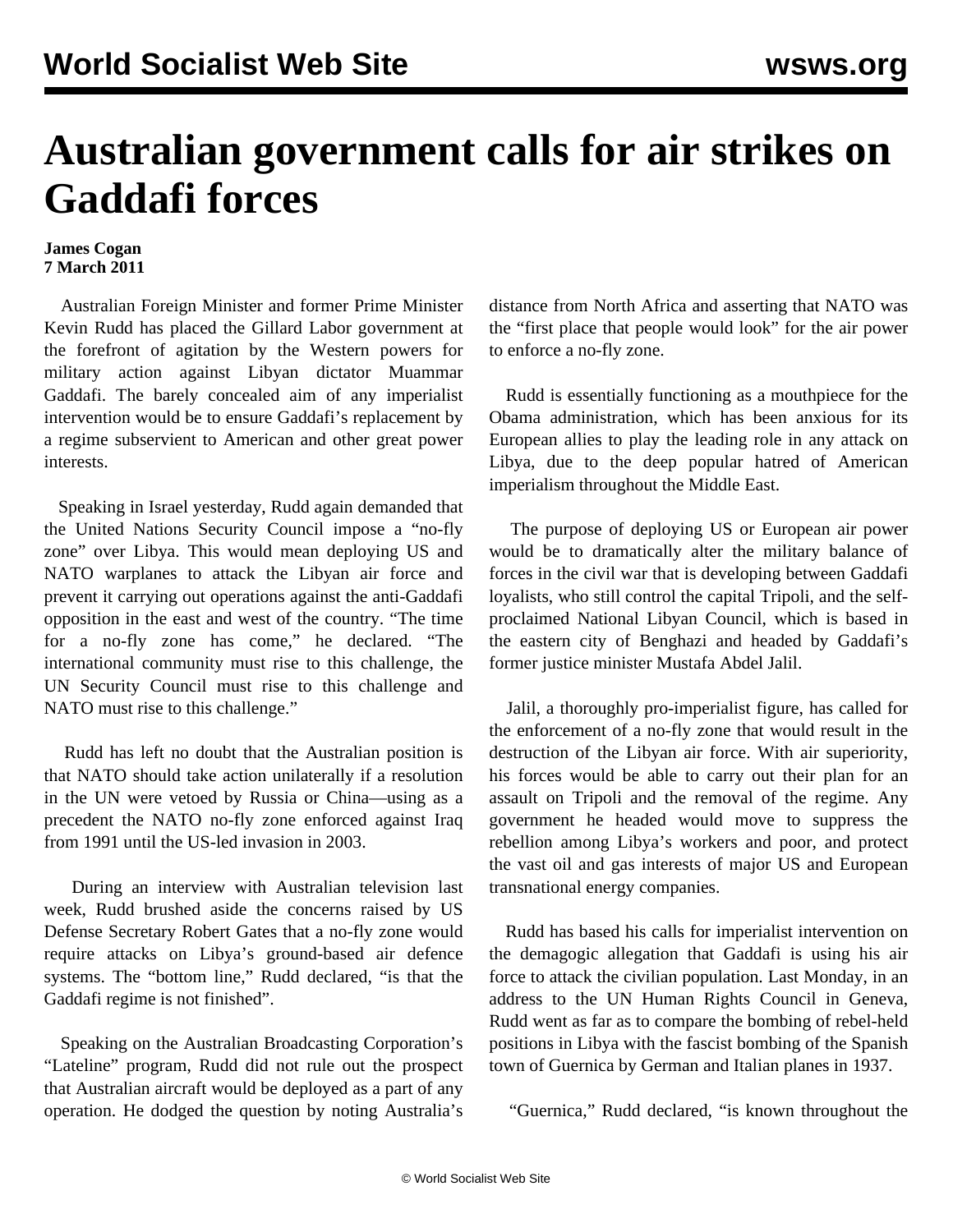# Australian government calls for air strikes on Gaddafi forces

**James Cogan**
**7 March 2011**

Australian Foreign Minister and former Prime Minister Kevin Rudd has placed the Gillard Labor government at the forefront of agitation by the Western powers for military action against Libyan dictator Muammar Gaddafi. The barely concealed aim of any imperialist intervention would be to ensure Gaddafi's replacement by a regime subservient to American and other great power interests.

Speaking in Israel yesterday, Rudd again demanded that the United Nations Security Council impose a "no-fly zone" over Libya. This would mean deploying US and NATO warplanes to attack the Libyan air force and prevent it carrying out operations against the anti-Gaddafi opposition in the east and west of the country. "The time for a no-fly zone has come," he declared. "The international community must rise to this challenge, the UN Security Council must rise to this challenge and NATO must rise to this challenge."

Rudd has left no doubt that the Australian position is that NATO should take action unilaterally if a resolution in the UN were vetoed by Russia or China—using as a precedent the NATO no-fly zone enforced against Iraq from 1991 until the US-led invasion in 2003.

During an interview with Australian television last week, Rudd brushed aside the concerns raised by US Defense Secretary Robert Gates that a no-fly zone would require attacks on Libya's ground-based air defence systems. The "bottom line," Rudd declared, "is that the Gaddafi regime is not finished".

Speaking on the Australian Broadcasting Corporation's "Lateline" program, Rudd did not rule out the prospect that Australian aircraft would be deployed as a part of any operation. He dodged the question by noting Australia's distance from North Africa and asserting that NATO was the "first place that people would look" for the air power to enforce a no-fly zone.

Rudd is essentially functioning as a mouthpiece for the Obama administration, which has been anxious for its European allies to play the leading role in any attack on Libya, due to the deep popular hatred of American imperialism throughout the Middle East.

The purpose of deploying US or European air power would be to dramatically alter the military balance of forces in the civil war that is developing between Gaddafi loyalists, who still control the capital Tripoli, and the self-proclaimed National Libyan Council, which is based in the eastern city of Benghazi and headed by Gaddafi's former justice minister Mustafa Abdel Jalil.

Jalil, a thoroughly pro-imperialist figure, has called for the enforcement of a no-fly zone that would result in the destruction of the Libyan air force. With air superiority, his forces would be able to carry out their plan for an assault on Tripoli and the removal of the regime. Any government he headed would move to suppress the rebellion among Libya's workers and poor, and protect the vast oil and gas interests of major US and European transnational energy companies.

Rudd has based his calls for imperialist intervention on the demagogic allegation that Gaddafi is using his air force to attack the civilian population. Last Monday, in an address to the UN Human Rights Council in Geneva, Rudd went as far as to compare the bombing of rebel-held positions in Libya with the fascist bombing of the Spanish town of Guernica by German and Italian planes in 1937.

"Guernica," Rudd declared, "is known throughout the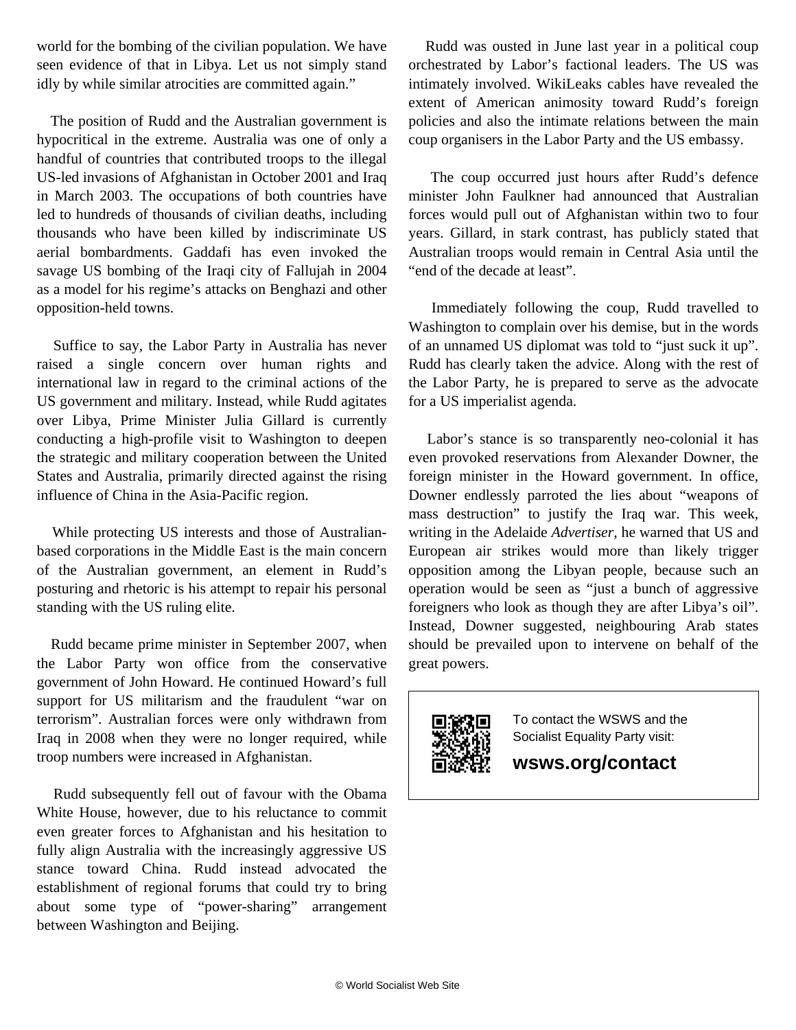world for the bombing of the civilian population. We have seen evidence of that in Libya. Let us not simply stand idly by while similar atrocities are committed again."

The position of Rudd and the Australian government is hypocritical in the extreme. Australia was one of only a handful of countries that contributed troops to the illegal US-led invasions of Afghanistan in October 2001 and Iraq in March 2003. The occupations of both countries have led to hundreds of thousands of civilian deaths, including thousands who have been killed by indiscriminate US aerial bombardments. Gaddafi has even invoked the savage US bombing of the Iraqi city of Fallujah in 2004 as a model for his regime's attacks on Benghazi and other opposition-held towns.

Suffice to say, the Labor Party in Australia has never raised a single concern over human rights and international law in regard to the criminal actions of the US government and military. Instead, while Rudd agitates over Libya, Prime Minister Julia Gillard is currently conducting a high-profile visit to Washington to deepen the strategic and military cooperation between the United States and Australia, primarily directed against the rising influence of China in the Asia-Pacific region.

While protecting US interests and those of Australian-based corporations in the Middle East is the main concern of the Australian government, an element in Rudd's posturing and rhetoric is his attempt to repair his personal standing with the US ruling elite.

Rudd became prime minister in September 2007, when the Labor Party won office from the conservative government of John Howard. He continued Howard's full support for US militarism and the fraudulent "war on terrorism". Australian forces were only withdrawn from Iraq in 2008 when they were no longer required, while troop numbers were increased in Afghanistan.

Rudd subsequently fell out of favour with the Obama White House, however, due to his reluctance to commit even greater forces to Afghanistan and his hesitation to fully align Australia with the increasingly aggressive US stance toward China. Rudd instead advocated the establishment of regional forums that could try to bring about some type of "power-sharing" arrangement between Washington and Beijing.

Rudd was ousted in June last year in a political coup orchestrated by Labor's factional leaders. The US was intimately involved. WikiLeaks cables have revealed the extent of American animosity toward Rudd's foreign policies and also the intimate relations between the main coup organisers in the Labor Party and the US embassy.

The coup occurred just hours after Rudd's defence minister John Faulkner had announced that Australian forces would pull out of Afghanistan within two to four years. Gillard, in stark contrast, has publicly stated that Australian troops would remain in Central Asia until the "end of the decade at least".

Immediately following the coup, Rudd travelled to Washington to complain over his demise, but in the words of an unnamed US diplomat was told to "just suck it up". Rudd has clearly taken the advice. Along with the rest of the Labor Party, he is prepared to serve as the advocate for a US imperialist agenda.

Labor's stance is so transparently neo-colonial it has even provoked reservations from Alexander Downer, the foreign minister in the Howard government. In office, Downer endlessly parroted the lies about "weapons of mass destruction" to justify the Iraq war. This week, writing in the Adelaide *Advertiser*, he warned that US and European air strikes would more than likely trigger opposition among the Libyan people, because such an operation would be seen as "just a bunch of aggressive foreigners who look as though they are after Libya's oil". Instead, Downer suggested, neighbouring Arab states should be prevailed upon to intervene on behalf of the great powers.

To contact the WSWS and the Socialist Equality Party visit:

**wsws.org/contact**